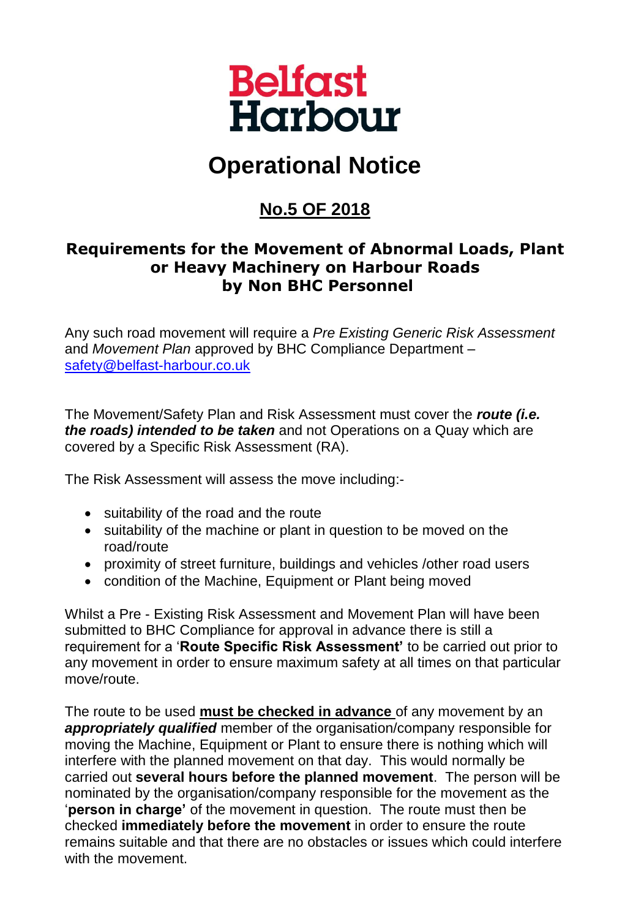Belfast Harbour

# Operational Notice

## No.5 OF 2018

### Requirements for the Movement of Abnormal Loads, Plant or Heavy Machinery on Harbour Roads by Non BHC Personnel

Any such road movement will require a *Pre Existing Generic Risk Assessment* and *Movement Plan* approved by BHC Compliance Department – safety@belfast-harbour.co.uk

The Movement/Safety Plan and Risk Assessment must cover the ***route (i.e. the roads) intended to be taken*** and not Operations on a Quay which are covered by a Specific Risk Assessment (RA).

The Risk Assessment will assess the move including:-

- suitability of the road and the route
- suitability of the machine or plant in question to be moved on the road/route
- proximity of street furniture, buildings and vehicles /other road users
- condition of the Machine, Equipment or Plant being moved

Whilst a Pre - Existing Risk Assessment and Movement Plan will have been submitted to BHC Compliance for approval in advance there is still a requirement for a '**Route Specific Risk Assessment'** to be carried out prior to any movement in order to ensure maximum safety at all times on that particular move/route.

The route to be used **must be checked in advance** of any movement by an ***appropriately qualified*** member of the organisation/company responsible for moving the Machine, Equipment or Plant to ensure there is nothing which will interfere with the planned movement on that day. This would normally be carried out **several hours before the planned movement**. The person will be nominated by the organisation/company responsible for the movement as the '**person in charge'** of the movement in question. The route must then be checked **immediately before the movement** in order to ensure the route remains suitable and that there are no obstacles or issues which could interfere with the movement.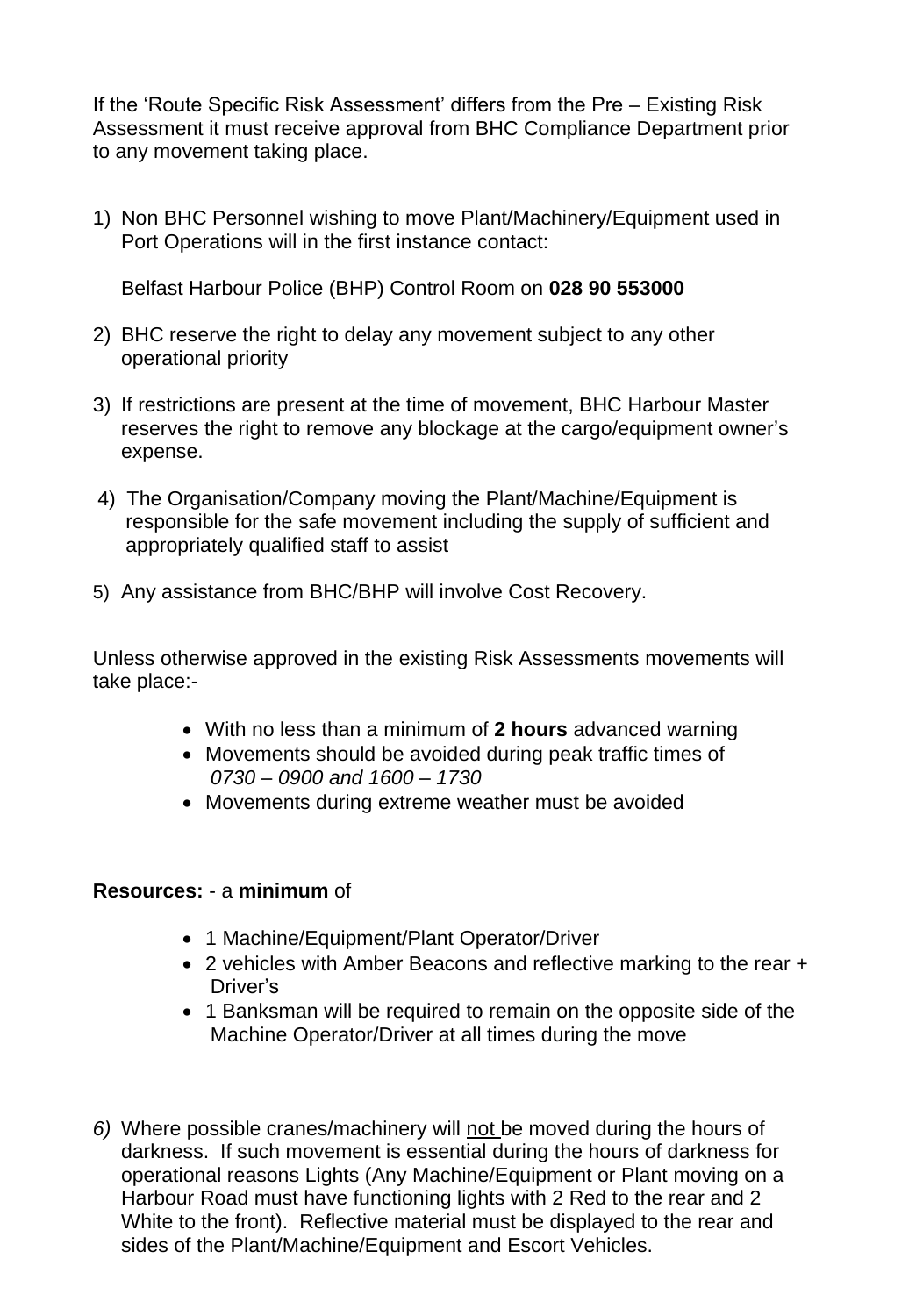If the 'Route Specific Risk Assessment' differs from the Pre – Existing Risk Assessment it must receive approval from BHC Compliance Department prior to any movement taking place.

1) Non BHC Personnel wishing to move Plant/Machinery/Equipment used in Port Operations will in the first instance contact:

   Belfast Harbour Police (BHP) Control Room on **028 90 553000**

2) BHC reserve the right to delay any movement subject to any other operational priority

3) If restrictions are present at the time of movement, BHC Harbour Master reserves the right to remove any blockage at the cargo/equipment owner's expense.

4) The Organisation/Company moving the Plant/Machine/Equipment is responsible for the safe movement including the supply of sufficient and appropriately qualified staff to assist

5) Any assistance from BHC/BHP will involve Cost Recovery.

Unless otherwise approved in the existing Risk Assessments movements will take place:-

- With no less than a minimum of **2 hours** advanced warning
- Movements should be avoided during peak traffic times of *0730 – 0900 and 1600 – 1730*
- Movements during extreme weather must be avoided

**Resources:** - a **minimum** of

- 1 Machine/Equipment/Plant Operator/Driver
- 2 vehicles with Amber Beacons and reflective marking to the rear + Driver's
- 1 Banksman will be required to remain on the opposite side of the Machine Operator/Driver at all times during the move

*6)* Where possible cranes/machinery will <u>not</u> be moved during the hours of darkness. If such movement is essential during the hours of darkness for operational reasons Lights (Any Machine/Equipment or Plant moving on a Harbour Road must have functioning lights with 2 Red to the rear and 2 White to the front). Reflective material must be displayed to the rear and sides of the Plant/Machine/Equipment and Escort Vehicles.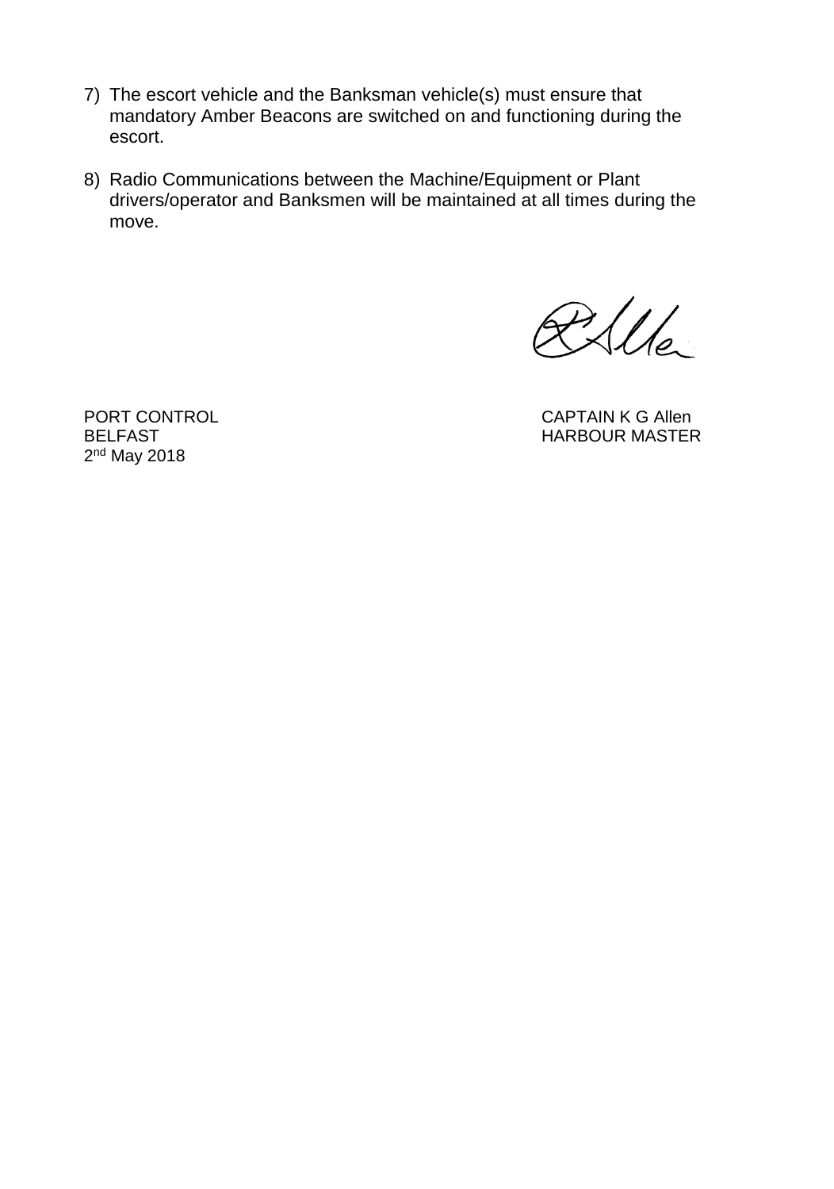7) The escort vehicle and the Banksman vehicle(s) must ensure that mandatory Amber Beacons are switched on and functioning during the escort.

8) Radio Communications between the Machine/Equipment or Plant drivers/operator and Banksmen will be maintained at all times during the move.

PORT CONTROL
BELFAST
2nd May 2018

CAPTAIN K G Allen
HARBOUR MASTER